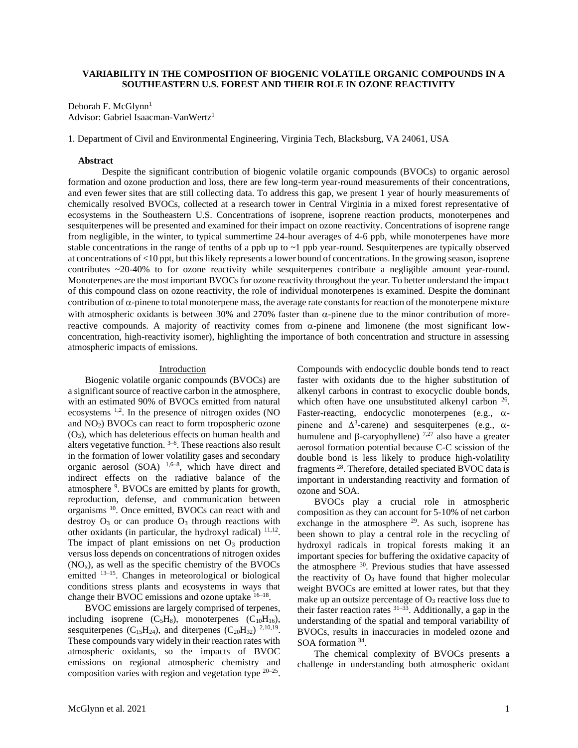# VARIABILITY IN THE COMPOSITION OF BIOGENIC VOLATILE ORGANIC COMPOUNDS IN A SOUTHEASTERN U.S. FOREST AND THEIR ROLE IN OZONE REACTIVITY

Deborah F. McGlynn[1]
Advisor: Gabriel Isaacman-VanWertz[1]

1. Department of Civil and Environmental Engineering, Virginia Tech, Blacksburg, VA 24061, USA

**Abstract**

Despite the significant contribution of biogenic volatile organic compounds (BVOCs) to organic aerosol formation and ozone production and loss, there are few long-term year-round measurements of their concentrations, and even fewer sites that are still collecting data. To address this gap, we present 1 year of hourly measurements of chemically resolved BVOCs, collected at a research tower in Central Virginia in a mixed forest representative of ecosystems in the Southeastern U.S. Concentrations of isoprene, isoprene reaction products, monoterpenes and sesquiterpenes will be presented and examined for their impact on ozone reactivity. Concentrations of isoprene range from negligible, in the winter, to typical summertime 24-hour averages of 4-6 ppb, while monoterpenes have more stable concentrations in the range of tenths of a ppb up to ~1 ppb year-round. Sesquiterpenes are typically observed at concentrations of <10 ppt, but this likely represents a lower bound of concentrations. In the growing season, isoprene contributes ~20-40% to for ozone reactivity while sesquiterpenes contribute a negligible amount year-round. Monoterpenes are the most important BVOCs for ozone reactivity throughout the year. To better understand the impact of this compound class on ozone reactivity, the role of individual monoterpenes is examined. Despite the dominant contribution of α-pinene to total monoterpene mass, the average rate constants for reaction of the monoterpene mixture with atmospheric oxidants is between 30% and 270% faster than α-pinene due to the minor contribution of more-reactive compounds. A majority of reactivity comes from α-pinene and limonene (the most significant low-concentration, high-reactivity isomer), highlighting the importance of both concentration and structure in assessing atmospheric impacts of emissions.

## Introduction

Biogenic volatile organic compounds (BVOCs) are a significant source of reactive carbon in the atmosphere, with an estimated 90% of BVOCs emitted from natural ecosystems [1,2]. In the presence of nitrogen oxides (NO and $NO_2$) BVOCs can react to form tropospheric ozone ($O_3$), which has deleterious effects on human health and alters vegetative function. [3–6]. These reactions also result in the formation of lower volatility gases and secondary organic aerosol (SOA) [1,6–8], which have direct and indirect effects on the radiative balance of the atmosphere [9]. BVOCs are emitted by plants for growth, reproduction, defense, and communication between organisms [10]. Once emitted, BVOCs can react with and destroy $O_3$ or can produce $O_3$ through reactions with other oxidants (in particular, the hydroxyl radical) [11,12]. The impact of plant emissions on net $O_3$ production versus loss depends on concentrations of nitrogen oxides ($NO_x$), as well as the specific chemistry of the BVOCs emitted [13–15]. Changes in meteorological or biological conditions stress plants and ecosystems in ways that change their BVOC emissions and ozone uptake [16–18].

BVOC emissions are largely comprised of terpenes, including isoprene ($C_5H_8$), monoterpenes ($C_{10}H_{16}$), sesquiterpenes ($C_{15}H_{24}$), and diterpenes ($C_{20}H_{32}$) [2,10,19]. These compounds vary widely in their reaction rates with atmospheric oxidants, so the impacts of BVOC emissions on regional atmospheric chemistry and composition varies with region and vegetation type [20–25]. Compounds with endocyclic double bonds tend to react faster with oxidants due to the higher substitution of alkenyl carbons in contrast to exocyclic double bonds, which often have one unsubstituted alkenyl carbon [26]. Faster-reacting, endocyclic monoterpenes (e.g., α-pinene and Δ[3]-carene) and sesquiterpenes (e.g., α-humulene and β-caryophyllene) [7,27] also have a greater aerosol formation potential because C-C scission of the double bond is less likely to produce high-volatility fragments [28]. Therefore, detailed speciated BVOC data is important in understanding reactivity and formation of ozone and SOA.

BVOCs play a crucial role in atmospheric composition as they can account for 5-10% of net carbon exchange in the atmosphere [29]. As such, isoprene has been shown to play a central role in the recycling of hydroxyl radicals in tropical forests making it an important species for buffering the oxidative capacity of the atmosphere [30]. Previous studies that have assessed the reactivity of $O_3$ have found that higher molecular weight BVOCs are emitted at lower rates, but that they make up an outsize percentage of $O_3$ reactive loss due to their faster reaction rates [31–33]. Additionally, a gap in the understanding of the spatial and temporal variability of BVOCs, results in inaccuracies in modeled ozone and SOA formation [34].

The chemical complexity of BVOCs presents a challenge in understanding both atmospheric oxidant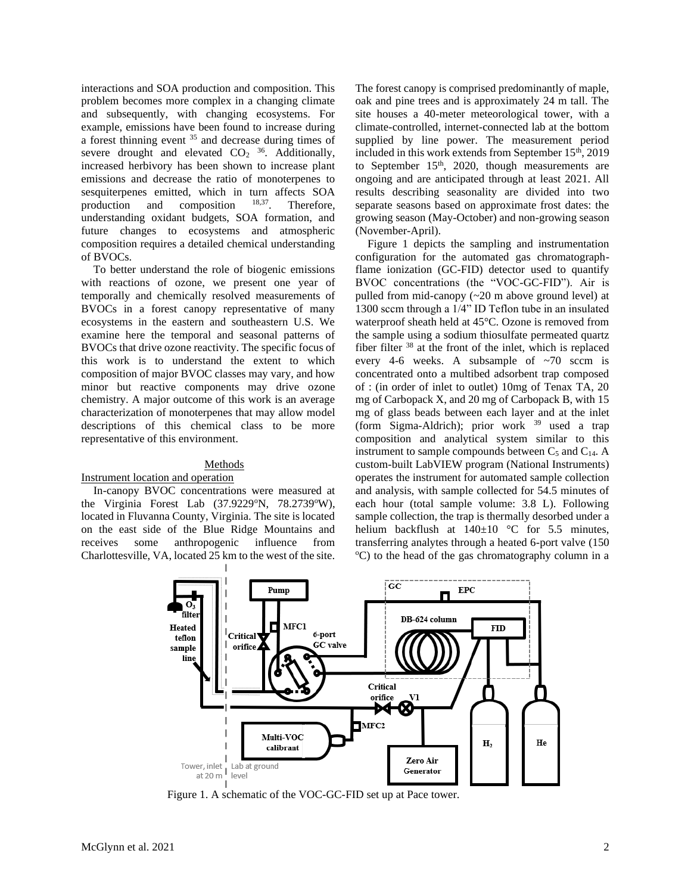interactions and SOA production and composition. This problem becomes more complex in a changing climate and subsequently, with changing ecosystems. For example, emissions have been found to increase during a forest thinning event [35] and decrease during times of severe drought and elevated $CO_2$ [36]. Additionally, increased herbivory has been shown to increase plant emissions and decrease the ratio of monoterpenes to sesquiterpenes emitted, which in turn affects SOA production and composition [18,37]. Therefore, understanding oxidant budgets, SOA formation, and future changes to ecosystems and atmospheric composition requires a detailed chemical understanding of BVOCs.

To better understand the role of biogenic emissions with reactions of ozone, we present one year of temporally and chemically resolved measurements of BVOCs in a forest canopy representative of many ecosystems in the eastern and southeastern U.S. We examine here the temporal and seasonal patterns of BVOCs that drive ozone reactivity. The specific focus of this work is to understand the extent to which composition of major BVOC classes may vary, and how minor but reactive components may drive ozone chemistry. A major outcome of this work is an average characterization of monoterpenes that may allow model descriptions of this chemical class to be more representative of this environment.

## Methods

### Instrument location and operation

In-canopy BVOC concentrations were measured at the Virginia Forest Lab (37.9229°N, 78.2739°W), located in Fluvanna County, Virginia. The site is located on the east side of the Blue Ridge Mountains and receives some anthropogenic influence from Charlottesville, VA, located 25 km to the west of the site. The forest canopy is comprised predominantly of maple, oak and pine trees and is approximately 24 m tall. The site houses a 40-meter meteorological tower, with a climate-controlled, internet-connected lab at the bottom supplied by line power. The measurement period included in this work extends from September 15th, 2019 to September 15th, 2020, though measurements are ongoing and are anticipated through at least 2021. All results describing seasonality are divided into two separate seasons based on approximate frost dates: the growing season (May-October) and non-growing season (November-April).

Figure 1 depicts the sampling and instrumentation configuration for the automated gas chromatograph-flame ionization (GC-FID) detector used to quantify BVOC concentrations (the "VOC-GC-FID"). Air is pulled from mid-canopy (~20 m above ground level) at 1300 sccm through a 1/4" ID Teflon tube in an insulated waterproof sheath held at 45°C. Ozone is removed from the sample using a sodium thiosulfate permeated quartz fiber filter [38] at the front of the inlet, which is replaced every 4-6 weeks. A subsample of ~70 sccm is concentrated onto a multibed adsorbent trap composed of : (in order of inlet to outlet) 10mg of Tenax TA, 20 mg of Carbopack X, and 20 mg of Carbopack B, with 15 mg of glass beads between each layer and at the inlet (form Sigma-Aldrich); prior work [39] used a trap composition and analytical system similar to this instrument to sample compounds between $C_5$ and $C_{14}$. A custom-built LabVIEW program (National Instruments) operates the instrument for automated sample collection and analysis, with sample collected for 54.5 minutes of each hour (total sample volume: 3.8 L). Following sample collection, the trap is thermally desorbed under a helium backflush at 140±10 °C for 5.5 minutes, transferring analytes through a heated 6-port valve (150 °C) to the head of the gas chromatography column in a

Figure 1. A schematic of the VOC-GC-FID set up at Pace tower.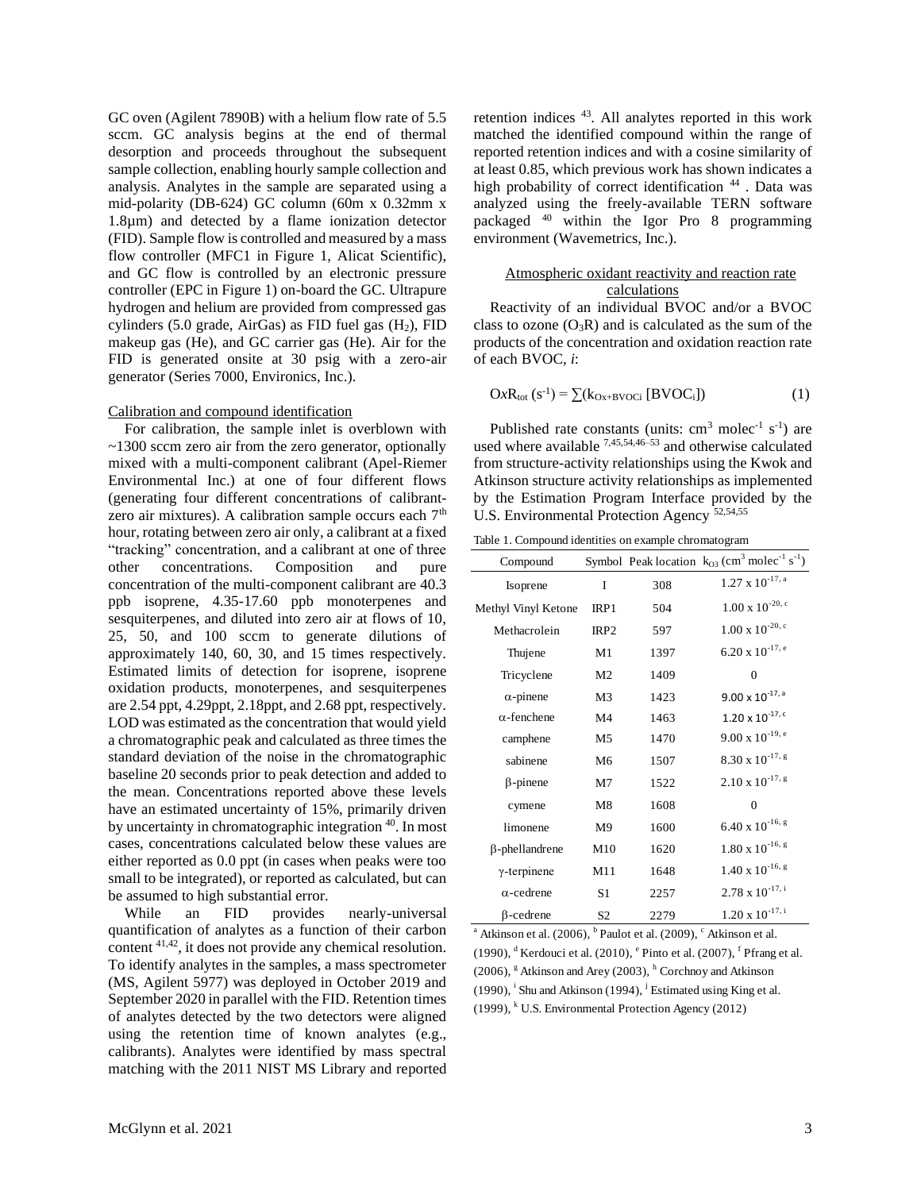GC oven (Agilent 7890B) with a helium flow rate of 5.5 sccm. GC analysis begins at the end of thermal desorption and proceeds throughout the subsequent sample collection, enabling hourly sample collection and analysis. Analytes in the sample are separated using a mid-polarity (DB-624) GC column (60m x 0.32mm x 1.8µm) and detected by a flame ionization detector (FID). Sample flow is controlled and measured by a mass flow controller (MFC1 in Figure 1, Alicat Scientific), and GC flow is controlled by an electronic pressure controller (EPC in Figure 1) on-board the GC. Ultrapure hydrogen and helium are provided from compressed gas cylinders (5.0 grade, AirGas) as FID fuel gas ($H_2$), FID makeup gas (He), and GC carrier gas (He). Air for the FID is generated onsite at 30 psig with a zero-air generator (Series 7000, Environics, Inc.).

## Calibration and compound identification

For calibration, the sample inlet is overblown with ~1300 sccm zero air from the zero generator, optionally mixed with a multi-component calibrant (Apel-Riemer Environmental Inc.) at one of four different flows (generating four different concentrations of calibrant-zero air mixtures). A calibration sample occurs each 7th hour, rotating between zero air only, a calibrant at a fixed "tracking" concentration, and a calibrant at one of three other concentrations. Composition and pure concentration of the multi-component calibrant are 40.3 ppb isoprene, 4.35-17.60 ppb monoterpenes and sesquiterpenes, and diluted into zero air at flows of 10, 25, 50, and 100 sccm to generate dilutions of approximately 140, 60, 30, and 15 times respectively. Estimated limits of detection for isoprene, isoprene oxidation products, monoterpenes, and sesquiterpenes are 2.54 ppt, 4.29ppt, 2.18ppt, and 2.68 ppt, respectively. LOD was estimated as the concentration that would yield a chromatographic peak and calculated as three times the standard deviation of the noise in the chromatographic baseline 20 seconds prior to peak detection and added to the mean. Concentrations reported above these levels have an estimated uncertainty of 15%, primarily driven by uncertainty in chromatographic integration [40]. In most cases, concentrations calculated below these values are either reported as 0.0 ppt (in cases when peaks were too small to be integrated), or reported as calculated, but can be assumed to high substantial error.

While an FID provides nearly-universal quantification of analytes as a function of their carbon content [41,42], it does not provide any chemical resolution. To identify analytes in the samples, a mass spectrometer (MS, Agilent 5977) was deployed in October 2019 and September 2020 in parallel with the FID. Retention times of analytes detected by the two detectors were aligned using the retention time of known analytes (e.g., calibrants). Analytes were identified by mass spectral matching with the 2011 NIST MS Library and reported retention indices [43]. All analytes reported in this work matched the identified compound within the range of reported retention indices and with a cosine similarity of at least 0.85, which previous work has shown indicates a high probability of correct identification [44] . Data was analyzed using the freely-available TERN software packaged [40] within the Igor Pro 8 programming environment (Wavemetrics, Inc.).

## Atmospheric oxidant reactivity and reaction rate calculations

Reactivity of an individual BVOC and/or a BVOC class to ozone ($O_3R$) and is calculated as the sum of the products of the concentration and oxidation reaction rate of each BVOC, *i*:

$$OxR_{tot}\ (s^{-1}) = \sum(k_{Ox+BVOCi}\ [BVOC_i]) \quad (1)$$

Published rate constants (units: $cm^3\ molec^{-1}\ s^{-1}$) are used where available [7,45,54,46–53] and otherwise calculated from structure-activity relationships using the Kwok and Atkinson structure activity relationships as implemented by the Estimation Program Interface provided by the U.S. Environmental Protection Agency [52,54,55]

Table 1. Compound identities on example chromatogram

| Compound | Symbol | Peak location | $k_{O_3}$ ($cm^3\ molec^{-1}\ s^{-1}$) |
|---|---|---|---|
| Isoprene | I | 308 | $1.27 \times 10^{-17}$ [a] |
| Methyl Vinyl Ketone | IRP1 | 504 | $1.00 \times 10^{-20}$ [c] |
| Methacrolein | IRP2 | 597 | $1.00 \times 10^{-20}$ [c] |
| Thujene | M1 | 1397 | $6.20 \times 10^{-17}$ [e] |
| Tricyclene | M2 | 1409 | 0 |
| α-pinene | M3 | 1423 | $9.00 \times 10^{-17}$ [a] |
| α-fenchene | M4 | 1463 | $1.20 \times 10^{-17}$ [c] |
| camphene | M5 | 1470 | $9.00 \times 10^{-19}$ [e] |
| sabinene | M6 | 1507 | $8.30 \times 10^{-17}$ [g] |
| β-pinene | M7 | 1522 | $2.10 \times 10^{-17}$ [g] |
| cymene | M8 | 1608 | 0 |
| limonene | M9 | 1600 | $6.40 \times 10^{-16}$ [g] |
| β-phellandrene | M10 | 1620 | $1.80 \times 10^{-16}$ [g] |
| γ-terpinene | M11 | 1648 | $1.40 \times 10^{-16}$ [g] |
| α-cedrene | S1 | 2257 | $2.78 \times 10^{-17}$ [i] |
| β-cedrene | S2 | 2279 | $1.20 \times 10^{-17}$ [i] |

[a] Atkinson et al. (2006), [b] Paulot et al. (2009), [c] Atkinson et al. (1990), [d] Kerdouci et al. (2010), [e] Pinto et al. (2007), [f] Pfrang et al. (2006), [g] Atkinson and Arey (2003), [h] Corchnoy and Atkinson (1990), [i] Shu and Atkinson (1994), [j] Estimated using King et al. (1999), [k] U.S. Environmental Protection Agency (2012)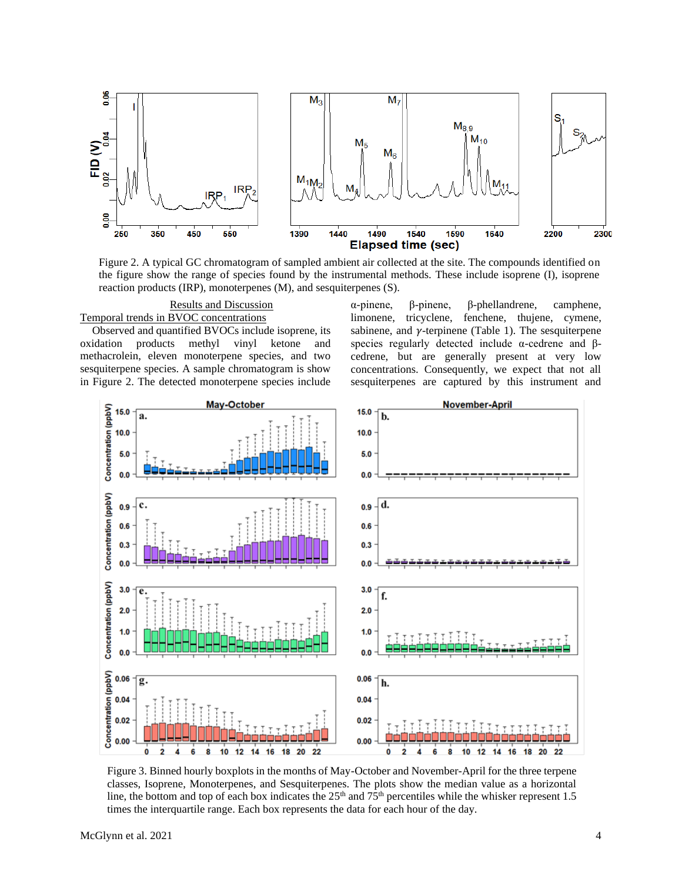Figure 2. A typical GC chromatogram of sampled ambient air collected at the site. The compounds identified on the figure show the range of species found by the instrumental methods. These include isoprene (I), isoprene reaction products (IRP), monoterpenes (M), and sesquiterpenes (S).

## Results and Discussion

### Temporal trends in BVOC concentrations

Observed and quantified BVOCs include isoprene, its oxidation products methyl vinyl ketone and methacrolein, eleven monoterpene species, and two sesquiterpene species. A sample chromatogram is show in Figure 2. The detected monoterpene species include α-pinene, β-pinene, β-phellandrene, camphene, limonene, tricyclene, fenchene, thujene, cymene, sabinene, and $\gamma$-terpinene (Table 1). The sesquiterpene species regularly detected include α-cedrene and β-cedrene, but are generally present at very low concentrations. Consequently, we expect that not all sesquiterpenes are captured by this instrument and

Figure 3. Binned hourly boxplots in the months of May-October and November-April for the three terpene classes, Isoprene, Monoterpenes, and Sesquiterpenes. The plots show the median value as a horizontal line, the bottom and top of each box indicates the 25th and 75th percentiles while the whisker represent 1.5 times the interquartile range. Each box represents the data for each hour of the day.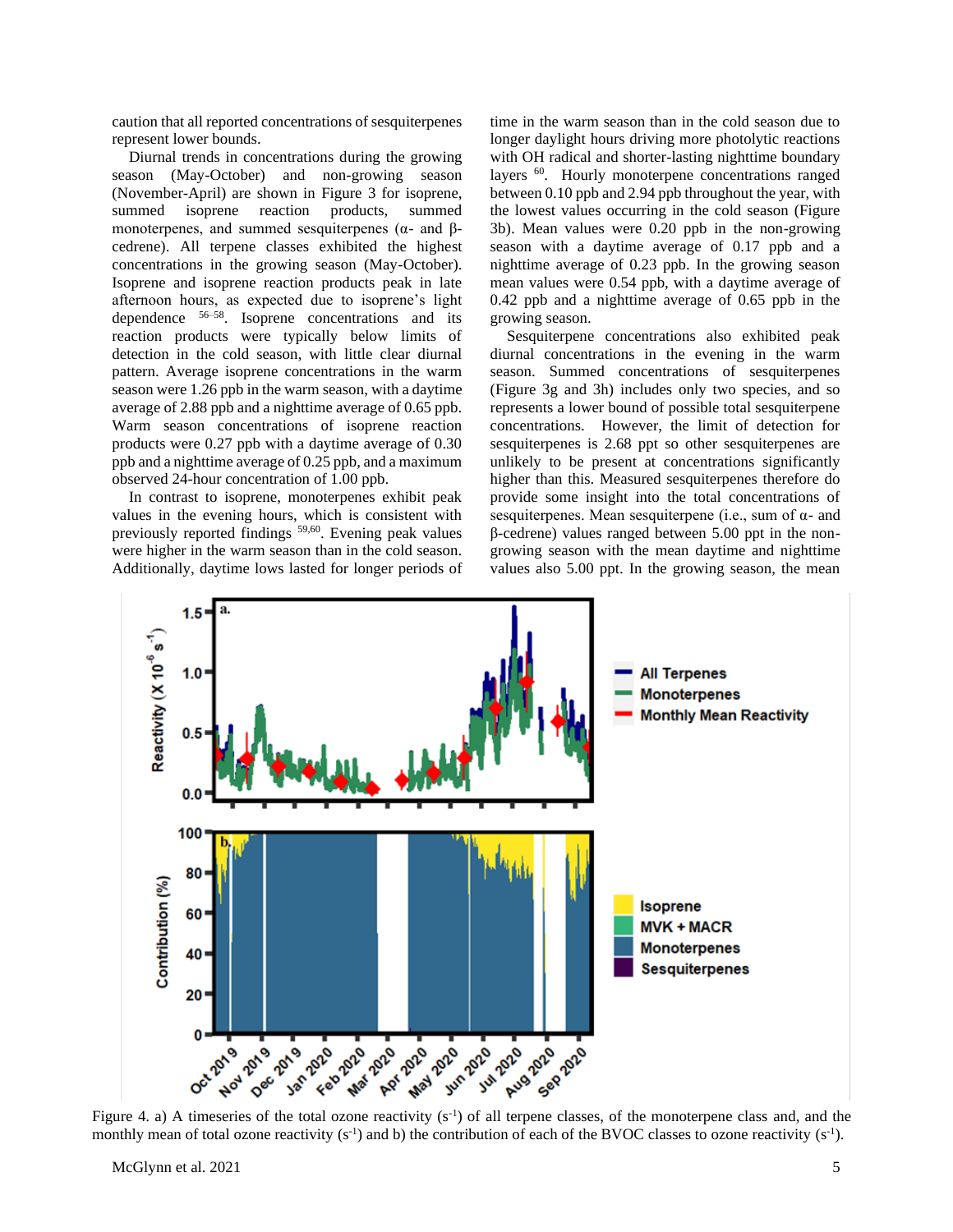caution that all reported concentrations of sesquiterpenes represent lower bounds.

Diurnal trends in concentrations during the growing season (May-October) and non-growing season (November-April) are shown in Figure 3 for isoprene, summed isoprene reaction products, summed monoterpenes, and summed sesquiterpenes (α- and β-cedrene). All terpene classes exhibited the highest concentrations in the growing season (May-October). Isoprene and isoprene reaction products peak in late afternoon hours, as expected due to isoprene's light dependence [56–58]. Isoprene concentrations and its reaction products were typically below limits of detection in the cold season, with little clear diurnal pattern. Average isoprene concentrations in the warm season were 1.26 ppb in the warm season, with a daytime average of 2.88 ppb and a nighttime average of 0.65 ppb. Warm season concentrations of isoprene reaction products were 0.27 ppb with a daytime average of 0.30 ppb and a nighttime average of 0.25 ppb, and a maximum observed 24-hour concentration of 1.00 ppb.

In contrast to isoprene, monoterpenes exhibit peak values in the evening hours, which is consistent with previously reported findings [59,60]. Evening peak values were higher in the warm season than in the cold season. Additionally, daytime lows lasted for longer periods of time in the warm season than in the cold season due to longer daylight hours driving more photolytic reactions with OH radical and shorter-lasting nighttime boundary layers [60]. Hourly monoterpene concentrations ranged between 0.10 ppb and 2.94 ppb throughout the year, with the lowest values occurring in the cold season (Figure 3b). Mean values were 0.20 ppb in the non-growing season with a daytime average of 0.17 ppb and a nighttime average of 0.23 ppb. In the growing season mean values were 0.54 ppb, with a daytime average of 0.42 ppb and a nighttime average of 0.65 ppb in the growing season.

Sesquiterpene concentrations also exhibited peak diurnal concentrations in the evening in the warm season. Summed concentrations of sesquiterpenes (Figure 3g and 3h) includes only two species, and so represents a lower bound of possible total sesquiterpene concentrations. However, the limit of detection for sesquiterpenes is 2.68 ppt so other sesquiterpenes are unlikely to be present at concentrations significantly higher than this. Measured sesquiterpenes therefore do provide some insight into the total concentrations of sesquiterpenes. Mean sesquiterpene (i.e., sum of α- and β-cedrene) values ranged between 5.00 ppt in the non-growing season with the mean daytime and nighttime values also 5.00 ppt. In the growing season, the mean

Figure 4. a) A timeseries of the total ozone reactivity ($s^{-1}$) of all terpene classes, of the monoterpene class and, and the monthly mean of total ozone reactivity ($s^{-1}$) and b) the contribution of each of the BVOC classes to ozone reactivity ($s^{-1}$).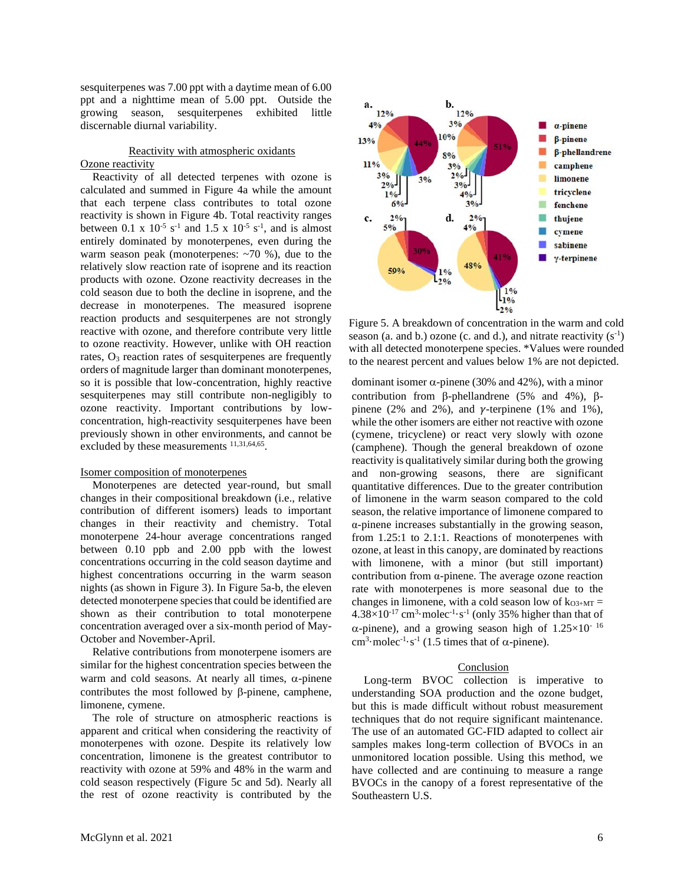sesquiterpenes was 7.00 ppt with a daytime mean of 6.00 ppt and a nighttime mean of 5.00 ppt. Outside the growing season, sesquiterpenes exhibited little discernable diurnal variability.

## Reactivity with atmospheric oxidants

### Ozone reactivity

Reactivity of all detected terpenes with ozone is calculated and summed in Figure 4a while the amount that each terpene class contributes to total ozone reactivity is shown in Figure 4b. Total reactivity ranges between 0.1 x $10^{-5}$ $s^{-1}$ and 1.5 x $10^{-5}$ $s^{-1}$, and is almost entirely dominated by monoterpenes, even during the warm season peak (monoterpenes: ~70 %), due to the relatively slow reaction rate of isoprene and its reaction products with ozone. Ozone reactivity decreases in the cold season due to both the decline in isoprene, and the decrease in monoterpenes. The measured isoprene reaction products and sesquiterpenes are not strongly reactive with ozone, and therefore contribute very little to ozone reactivity. However, unlike with OH reaction rates, $O_3$ reaction rates of sesquiterpenes are frequently orders of magnitude larger than dominant monoterpenes, so it is possible that low-concentration, highly reactive sesquiterpenes may still contribute non-negligibly to ozone reactivity. Important contributions by low-concentration, high-reactivity sesquiterpenes have been previously shown in other environments, and cannot be excluded by these measurements [11,31,64,65].

### Isomer composition of monoterpenes

Monoterpenes are detected year-round, but small changes in their compositional breakdown (i.e., relative contribution of different isomers) leads to important changes in their reactivity and chemistry. Total monoterpene 24-hour average concentrations ranged between 0.10 ppb and 2.00 ppb with the lowest concentrations occurring in the cold season daytime and highest concentrations occurring in the warm season nights (as shown in Figure 3). In Figure 5a-b, the eleven detected monoterpene species that could be identified are shown as their contribution to total monoterpene concentration averaged over a six-month period of May-October and November-April.

Relative contributions from monoterpene isomers are similar for the highest concentration species between the warm and cold seasons. At nearly all times, α-pinene contributes the most followed by β-pinene, camphene, limonene, cymene.

The role of structure on atmospheric reactions is apparent and critical when considering the reactivity of monoterpenes with ozone. Despite its relatively low concentration, limonene is the greatest contributor to reactivity with ozone at 59% and 48% in the warm and cold season respectively (Figure 5c and 5d). Nearly all the rest of ozone reactivity is contributed by the dominant isomer α-pinene (30% and 42%), with a minor contribution from β-phellandrene (5% and 4%), β-pinene (2% and 2%), and γ-terpinene (1% and 1%), while the other isomers are either not reactive with ozone (cymene, tricyclene) or react very slowly with ozone (camphene). Though the general breakdown of ozone reactivity is qualitatively similar during both the growing and non-growing seasons, there are significant quantitative differences. Due to the greater contribution of limonene in the warm season compared to the cold season, the relative importance of limonene compared to α-pinene increases substantially in the growing season, from 1.25:1 to 2.1:1. Reactions of monoterpenes with ozone, at least in this canopy, are dominated by reactions with limonene, with a minor (but still important) contribution from α-pinene. The average ozone reaction rate with monoterpenes is more seasonal due to the changes in limonene, with a cold season low of $k_{O3+MT}$ = $4.38\times10^{-17}$ $cm^3\cdot molec^{-1}\cdot s^{-1}$ (only 35% higher than that of α-pinene), and a growing season high of $1.25\times10^{-16}$ $cm^3\cdot molec^{-1}\cdot s^{-1}$ (1.5 times that of α-pinene).

Figure 5. A breakdown of concentration in the warm and cold season (a. and b.) ozone (c. and d.), and nitrate reactivity ($s^{-1}$) with all detected monoterpene species. *Values were rounded to the nearest percent and values below 1% are not depicted.

## Conclusion

Long-term BVOC collection is imperative to understanding SOA production and the ozone budget, but this is made difficult without robust measurement techniques that do not require significant maintenance. The use of an automated GC-FID adapted to collect air samples makes long-term collection of BVOCs in an unmonitored location possible. Using this method, we have collected and are continuing to measure a range BVOCs in the canopy of a forest representative of the Southeastern U.S.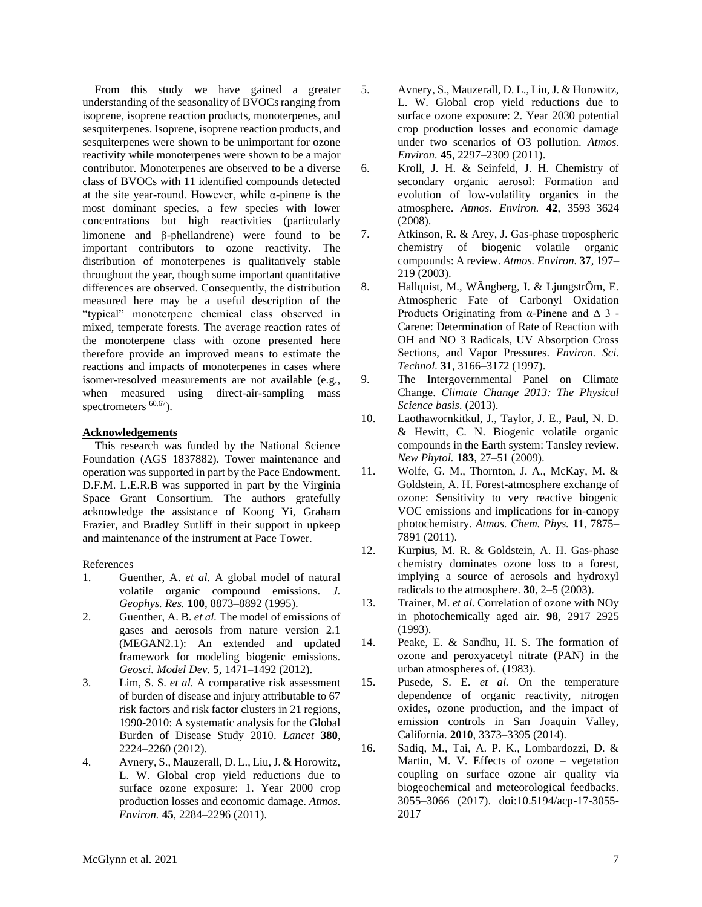From this study we have gained a greater understanding of the seasonality of BVOCs ranging from isoprene, isoprene reaction products, monoterpenes, and sesquiterpenes. Isoprene, isoprene reaction products, and sesquiterpenes were shown to be unimportant for ozone reactivity while monoterpenes were shown to be a major contributor. Monoterpenes are observed to be a diverse class of BVOCs with 11 identified compounds detected at the site year-round. However, while α-pinene is the most dominant species, a few species with lower concentrations but high reactivities (particularly limonene and β-phellandrene) were found to be important contributors to ozone reactivity. The distribution of monoterpenes is qualitatively stable throughout the year, though some important quantitative differences are observed. Consequently, the distribution measured here may be a useful description of the "typical" monoterpene chemical class observed in mixed, temperate forests. The average reaction rates of the monoterpene class with ozone presented here therefore provide an improved means to estimate the reactions and impacts of monoterpenes in cases where isomer-resolved measurements are not available (e.g., when measured using direct-air-sampling mass spectrometers [60,67]).

## Acknowledgements

This research was funded by the National Science Foundation (AGS 1837882). Tower maintenance and operation was supported in part by the Pace Endowment. D.F.M. L.E.R.B was supported in part by the Virginia Space Grant Consortium. The authors gratefully acknowledge the assistance of Koong Yi, Graham Frazier, and Bradley Sutliff in their support in upkeep and maintenance of the instrument at Pace Tower.

## References

1. Guenther, A. *et al.* A global model of natural volatile organic compound emissions. *J. Geophys. Res.* **100**, 8873–8892 (1995).
2. Guenther, A. B. *et al.* The model of emissions of gases and aerosols from nature version 2.1 (MEGAN2.1): An extended and updated framework for modeling biogenic emissions. *Geosci. Model Dev.* **5**, 1471–1492 (2012).
3. Lim, S. S. *et al.* A comparative risk assessment of burden of disease and injury attributable to 67 risk factors and risk factor clusters in 21 regions, 1990-2010: A systematic analysis for the Global Burden of Disease Study 2010. *Lancet* **380**, 2224–2260 (2012).
4. Avnery, S., Mauzerall, D. L., Liu, J. & Horowitz, L. W. Global crop yield reductions due to surface ozone exposure: 1. Year 2000 crop production losses and economic damage. *Atmos. Environ.* **45**, 2284–2296 (2011).
5. Avnery, S., Mauzerall, D. L., Liu, J. & Horowitz, L. W. Global crop yield reductions due to surface ozone exposure: 2. Year 2030 potential crop production losses and economic damage under two scenarios of O3 pollution. *Atmos. Environ.* **45**, 2297–2309 (2011).
6. Kroll, J. H. & Seinfeld, J. H. Chemistry of secondary organic aerosol: Formation and evolution of low-volatility organics in the atmosphere. *Atmos. Environ.* **42**, 3593–3624 (2008).
7. Atkinson, R. & Arey, J. Gas-phase tropospheric chemistry of biogenic volatile organic compounds: A review. *Atmos. Environ.* **37**, 197–219 (2003).
8. Hallquist, M., WÄngberg, I. & LjungstrÖm, E. Atmospheric Fate of Carbonyl Oxidation Products Originating from α-Pinene and Δ 3 - Carene: Determination of Rate of Reaction with OH and NO 3 Radicals, UV Absorption Cross Sections, and Vapor Pressures. *Environ. Sci. Technol.* **31**, 3166–3172 (1997).
9. The Intergovernmental Panel on Climate Change. *Climate Change 2013: The Physical Science basis*. (2013).
10. Laothawornkitkul, J., Taylor, J. E., Paul, N. D. & Hewitt, C. N. Biogenic volatile organic compounds in the Earth system: Tansley review. *New Phytol.* **183**, 27–51 (2009).
11. Wolfe, G. M., Thornton, J. A., McKay, M. & Goldstein, A. H. Forest-atmosphere exchange of ozone: Sensitivity to very reactive biogenic VOC emissions and implications for in-canopy photochemistry. *Atmos. Chem. Phys.* **11**, 7875–7891 (2011).
12. Kurpius, M. R. & Goldstein, A. H. Gas-phase chemistry dominates ozone loss to a forest, implying a source of aerosols and hydroxyl radicals to the atmosphere. **30**, 2–5 (2003).
13. Trainer, M. *et al.* Correlation of ozone with NOy in photochemically aged air. **98**, 2917–2925 (1993).
14. Peake, E. & Sandhu, H. S. The formation of ozone and peroxyacetyl nitrate (PAN) in the urban atmospheres of. (1983).
15. Pusede, S. E. *et al.* On the temperature dependence of organic reactivity, nitrogen oxides, ozone production, and the impact of emission controls in San Joaquin Valley, California. **2010**, 3373–3395 (2014).
16. Sadiq, M., Tai, A. P. K., Lombardozzi, D. & Martin, M. V. Effects of ozone – vegetation coupling on surface ozone air quality via biogeochemical and meteorological feedbacks. 3055–3066 (2017). doi:10.5194/acp-17-3055-2017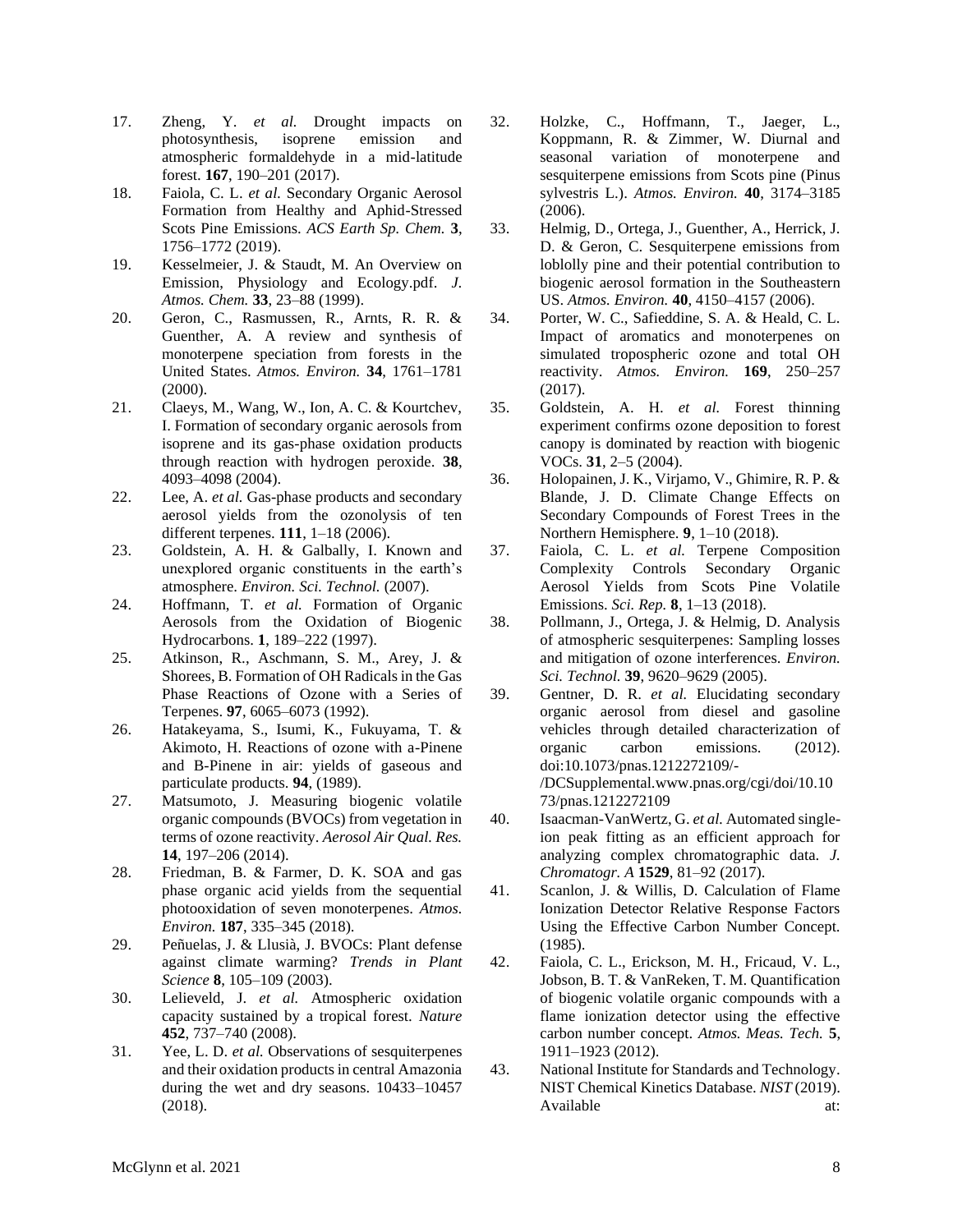17. Zheng, Y. *et al.* Drought impacts on photosynthesis, isoprene emission and atmospheric formaldehyde in a mid-latitude forest. **167**, 190–201 (2017).
18. Faiola, C. L. *et al.* Secondary Organic Aerosol Formation from Healthy and Aphid-Stressed Scots Pine Emissions. *ACS Earth Sp. Chem.* **3**, 1756–1772 (2019).
19. Kesselmeier, J. & Staudt, M. An Overview on Emission, Physiology and Ecology.pdf. *J. Atmos. Chem.* **33**, 23–88 (1999).
20. Geron, C., Rasmussen, R., Arnts, R. R. & Guenther, A. A review and synthesis of monoterpene speciation from forests in the United States. *Atmos. Environ.* **34**, 1761–1781 (2000).
21. Claeys, M., Wang, W., Ion, A. C. & Kourtchev, I. Formation of secondary organic aerosols from isoprene and its gas-phase oxidation products through reaction with hydrogen peroxide. **38**, 4093–4098 (2004).
22. Lee, A. *et al.* Gas-phase products and secondary aerosol yields from the ozonolysis of ten different terpenes. **111**, 1–18 (2006).
23. Goldstein, A. H. & Galbally, I. Known and unexplored organic constituents in the earth's atmosphere. *Environ. Sci. Technol.* (2007).
24. Hoffmann, T. *et al.* Formation of Organic Aerosols from the Oxidation of Biogenic Hydrocarbons. **1**, 189–222 (1997).
25. Atkinson, R., Aschmann, S. M., Arey, J. & Shorees, B. Formation of OH Radicals in the Gas Phase Reactions of Ozone with a Series of Terpenes. **97**, 6065–6073 (1992).
26. Hatakeyama, S., Isumi, K., Fukuyama, T. & Akimoto, H. Reactions of ozone with a-Pinene and B-Pinene in air: yields of gaseous and particulate products. **94**, (1989).
27. Matsumoto, J. Measuring biogenic volatile organic compounds (BVOCs) from vegetation in terms of ozone reactivity. *Aerosol Air Qual. Res.* **14**, 197–206 (2014).
28. Friedman, B. & Farmer, D. K. SOA and gas phase organic acid yields from the sequential photooxidation of seven monoterpenes. *Atmos. Environ.* **187**, 335–345 (2018).
29. Peñuelas, J. & Llusià, J. BVOCs: Plant defense against climate warming? *Trends in Plant Science* **8**, 105–109 (2003).
30. Lelieveld, J. *et al.* Atmospheric oxidation capacity sustained by a tropical forest. *Nature* **452**, 737–740 (2008).
31. Yee, L. D. *et al.* Observations of sesquiterpenes and their oxidation products in central Amazonia during the wet and dry seasons. 10433–10457 (2018).
32. Holzke, C., Hoffmann, T., Jaeger, L., Koppmann, R. & Zimmer, W. Diurnal and seasonal variation of monoterpene and sesquiterpene emissions from Scots pine (Pinus sylvestris L.). *Atmos. Environ.* **40**, 3174–3185 (2006).
33. Helmig, D., Ortega, J., Guenther, A., Herrick, J. D. & Geron, C. Sesquiterpene emissions from loblolly pine and their potential contribution to biogenic aerosol formation in the Southeastern US. *Atmos. Environ.* **40**, 4150–4157 (2006).
34. Porter, W. C., Safieddine, S. A. & Heald, C. L. Impact of aromatics and monoterpenes on simulated tropospheric ozone and total OH reactivity. *Atmos. Environ.* **169**, 250–257 (2017).
35. Goldstein, A. H. *et al.* Forest thinning experiment confirms ozone deposition to forest canopy is dominated by reaction with biogenic VOCs. **31**, 2–5 (2004).
36. Holopainen, J. K., Virjamo, V., Ghimire, R. P. & Blande, J. D. Climate Change Effects on Secondary Compounds of Forest Trees in the Northern Hemisphere. **9**, 1–10 (2018).
37. Faiola, C. L. *et al.* Terpene Composition Complexity Controls Secondary Organic Aerosol Yields from Scots Pine Volatile Emissions. *Sci. Rep.* **8**, 1–13 (2018).
38. Pollmann, J., Ortega, J. & Helmig, D. Analysis of atmospheric sesquiterpenes: Sampling losses and mitigation of ozone interferences. *Environ. Sci. Technol.* **39**, 9620–9629 (2005).
39. Gentner, D. R. *et al.* Elucidating secondary organic aerosol from diesel and gasoline vehicles through detailed characterization of organic carbon emissions. (2012). doi:10.1073/pnas.1212272109/-/DCSupplemental.www.pnas.org/cgi/doi/10.1073/pnas.1212272109
40. Isaacman-VanWertz, G. *et al.* Automated single-ion peak fitting as an efficient approach for analyzing complex chromatographic data. *J. Chromatogr. A* **1529**, 81–92 (2017).
41. Scanlon, J. & Willis, D. Calculation of Flame Ionization Detector Relative Response Factors Using the Effective Carbon Number Concept. (1985).
42. Faiola, C. L., Erickson, M. H., Fricaud, V. L., Jobson, B. T. & VanReken, T. M. Quantification of biogenic volatile organic compounds with a flame ionization detector using the effective carbon number concept. *Atmos. Meas. Tech.* **5**, 1911–1923 (2012).
43. National Institute for Standards and Technology. NIST Chemical Kinetics Database. *NIST* (2019). Available at: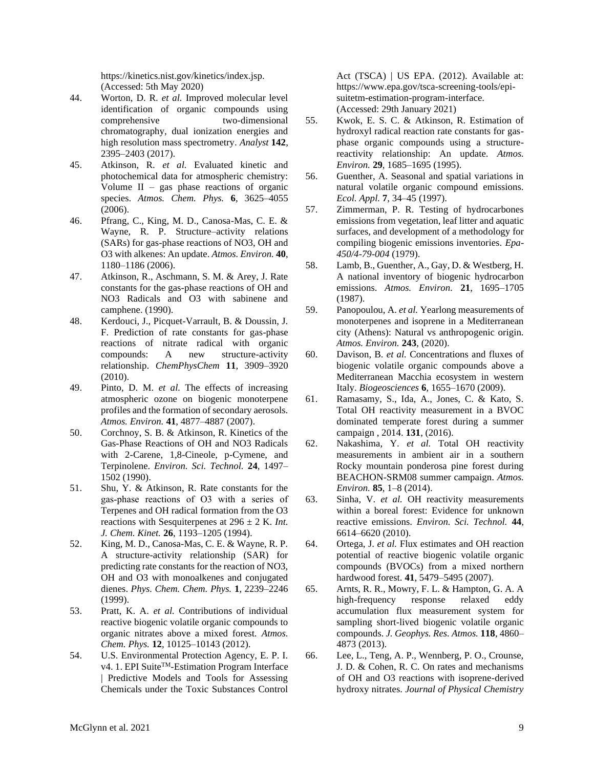https://kinetics.nist.gov/kinetics/index.jsp. (Accessed: 5th May 2020)

44. Worton, D. R. *et al.* Improved molecular level identification of organic compounds using comprehensive two-dimensional chromatography, dual ionization energies and high resolution mass spectrometry. *Analyst* **142**, 2395–2403 (2017).
45. Atkinson, R. *et al.* Evaluated kinetic and photochemical data for atmospheric chemistry: Volume II – gas phase reactions of organic species. *Atmos. Chem. Phys.* **6**, 3625–4055 (2006).
46. Pfrang, C., King, M. D., Canosa-Mas, C. E. & Wayne, R. P. Structure–activity relations (SARs) for gas-phase reactions of NO3, OH and O3 with alkenes: An update. *Atmos. Environ.* **40**, 1180–1186 (2006).
47. Atkinson, R., Aschmann, S. M. & Arey, J. Rate constants for the gas-phase reactions of OH and NO3 Radicals and O3 with sabinene and camphene. (1990).
48. Kerdouci, J., Picquet-Varrault, B. & Doussin, J. F. Prediction of rate constants for gas-phase reactions of nitrate radical with organic compounds: A new structure-activity relationship. *ChemPhysChem* **11**, 3909–3920 (2010).
49. Pinto, D. M. *et al.* The effects of increasing atmospheric ozone on biogenic monoterpene profiles and the formation of secondary aerosols. *Atmos. Environ.* **41**, 4877–4887 (2007).
50. Corchnoy, S. B. & Atkinson, R. Kinetics of the Gas-Phase Reactions of OH and NO3 Radicals with 2-Carene, 1,8-Cineole, p-Cymene, and Terpinolene. *Environ. Sci. Technol.* **24**, 1497–1502 (1990).
51. Shu, Y. & Atkinson, R. Rate constants for the gas-phase reactions of O3 with a series of Terpenes and OH radical formation from the O3 reactions with Sesquiterpenes at 296 ± 2 K. *Int. J. Chem. Kinet.* **26**, 1193–1205 (1994).
52. King, M. D., Canosa-Mas, C. E. & Wayne, R. P. A structure-activity relationship (SAR) for predicting rate constants for the reaction of NO3, OH and O3 with monoalkenes and conjugated dienes. *Phys. Chem. Chem. Phys.* **1**, 2239–2246 (1999).
53. Pratt, K. A. *et al.* Contributions of individual reactive biogenic volatile organic compounds to organic nitrates above a mixed forest. *Atmos. Chem. Phys.* **12**, 10125–10143 (2012).
54. U.S. Environmental Protection Agency, E. P. I. v4. 1. EPI Suite™-Estimation Program Interface | Predictive Models and Tools for Assessing Chemicals under the Toxic Substances Control Act (TSCA) | US EPA. (2012). Available at: https://www.epa.gov/tsca-screening-tools/epi-suitetm-estimation-program-interface. (Accessed: 29th January 2021)
55. Kwok, E. S. C. & Atkinson, R. Estimation of hydroxyl radical reaction rate constants for gas-phase organic compounds using a structure-reactivity relationship: An update. *Atmos. Environ.* **29**, 1685–1695 (1995).
56. Guenther, A. Seasonal and spatial variations in natural volatile organic compound emissions. *Ecol. Appl.* **7**, 34–45 (1997).
57. Zimmerman, P. R. Testing of hydrocarbones emissions from vegetation, leaf litter and aquatic surfaces, and development of a methodology for compiling biogenic emissions inventories. *Epa-450/4-79-004* (1979).
58. Lamb, B., Guenther, A., Gay, D. & Westberg, H. A national inventory of biogenic hydrocarbon emissions. *Atmos. Environ.* **21**, 1695–1705 (1987).
59. Panopoulou, A. *et al.* Yearlong measurements of monoterpenes and isoprene in a Mediterranean city (Athens): Natural vs anthropogenic origin. *Atmos. Environ.* **243**, (2020).
60. Davison, B. *et al.* Concentrations and fluxes of biogenic volatile organic compounds above a Mediterranean Macchia ecosystem in western Italy. *Biogeosciences* **6**, 1655–1670 (2009).
61. Ramasamy, S., Ida, A., Jones, C. & Kato, S. Total OH reactivity measurement in a BVOC dominated temperate forest during a summer campaign , 2014. **131**, (2016).
62. Nakashima, Y. *et al.* Total OH reactivity measurements in ambient air in a southern Rocky mountain ponderosa pine forest during BEACHON-SRM08 summer campaign. *Atmos. Environ.* **85**, 1–8 (2014).
63. Sinha, V. *et al.* OH reactivity measurements within a boreal forest: Evidence for unknown reactive emissions. *Environ. Sci. Technol.* **44**, 6614–6620 (2010).
64. Ortega, J. *et al.* Flux estimates and OH reaction potential of reactive biogenic volatile organic compounds (BVOCs) from a mixed northern hardwood forest. **41**, 5479–5495 (2007).
65. Arnts, R. R., Mowry, F. L. & Hampton, G. A. A high-frequency response relaxed eddy accumulation flux measurement system for sampling short-lived biogenic volatile organic compounds. *J. Geophys. Res. Atmos.* **118**, 4860–4873 (2013).
66. Lee, L., Teng, A. P., Wennberg, P. O., Crounse, J. D. & Cohen, R. C. On rates and mechanisms of OH and O3 reactions with isoprene-derived hydroxy nitrates. *Journal of Physical Chemistry*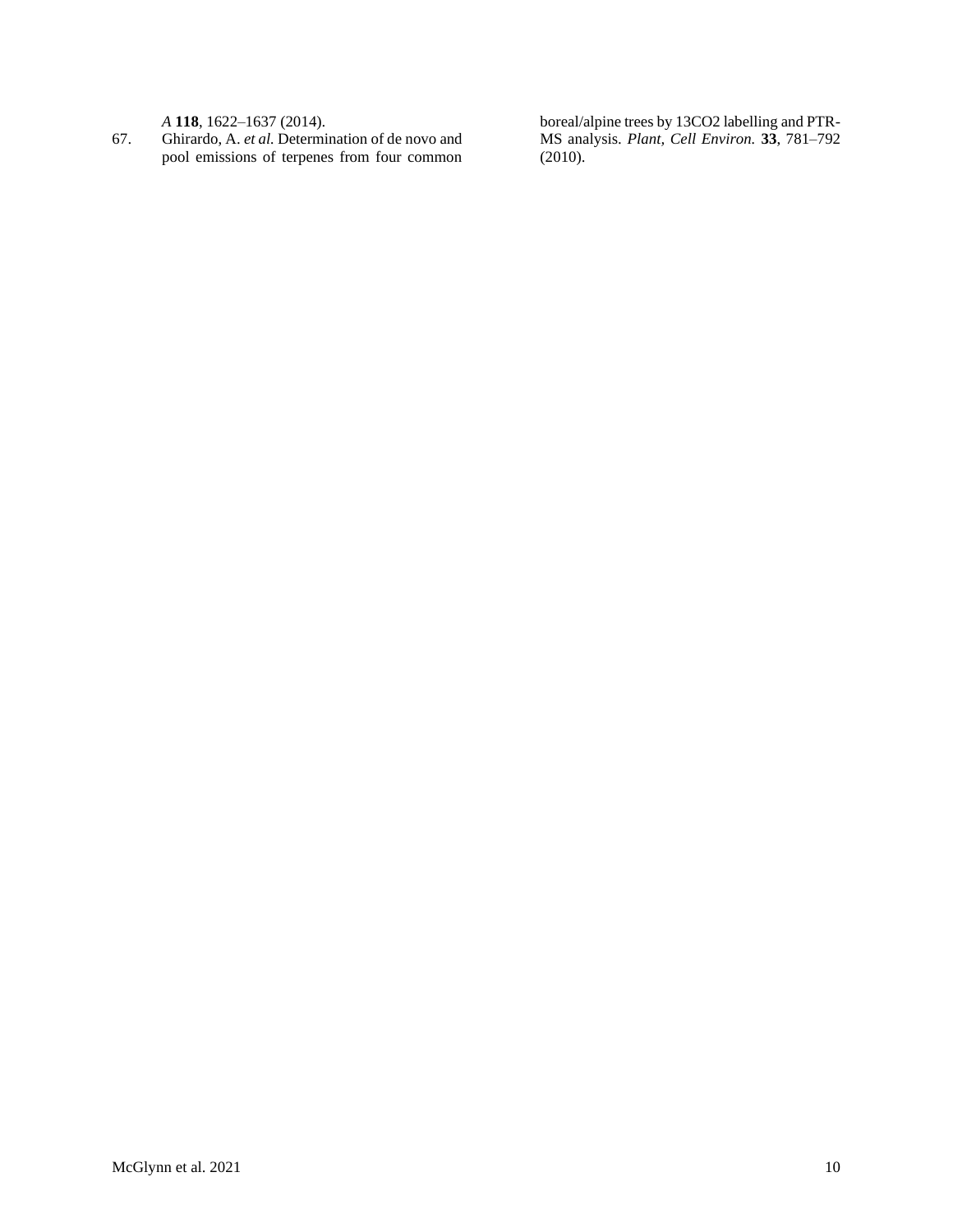*A* **118**, 1622–1637 (2014).

67. Ghirardo, A. *et al.* Determination of de novo and pool emissions of terpenes from four common boreal/alpine trees by 13CO2 labelling and PTR-MS analysis. *Plant, Cell Environ.* **33**, 781–792 (2010).